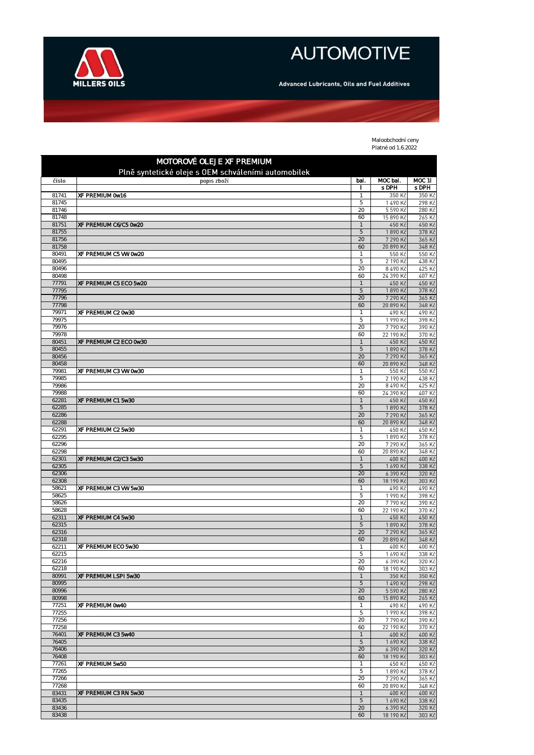# AUTOMOTIVE

MILLERS OILS

Advanced Lubricants, Oils and Fuel Additives

Maloobchodní ceny
Platné od 1.6.2022

## MOTOROVÉ OLEJE XF PREMIUM

Plně syntetické oleje s OEM schváleními automobilek

| číslo | popis zboží | bal. | MOC bal. | MOC 1l |
|---|---|---|---|---|
| | | l | s DPH | s DPH |
| 81741 | **XF PREMIUM 0w16** | 1 | 350 Kč | 350 Kč |
| 81745 | | 5 | 1 490 Kč | 298 Kč |
| 81746 | | 20 | 5 590 Kč | 280 Kč |
| 81748 | | 60 | 15 890 Kč | 265 Kč |
| 81751 | **XF PREMIUM C6/C5 0w20** | 1 | 450 Kč | 450 Kč |
| 81755 | | 5 | 1 890 Kč | 378 Kč |
| 81756 | | 20 | 7 290 Kč | 365 Kč |
| 81758 | | 60 | 20 890 Kč | 348 Kč |
| 80491 | **XF PREMIUM C5 VW 0w20** | 1 | 550 Kč | 550 Kč |
| 80495 | | 5 | 2 190 Kč | 438 Kč |
| 80496 | | 20 | 8 490 Kč | 425 Kč |
| 80498 | | 60 | 24 390 Kč | 407 Kč |
| 77791 | **XF PREMIUM C5 ECO 5w20** | 1 | 450 Kč | 450 Kč |
| 77795 | | 5 | 1 890 Kč | 378 Kč |
| 77796 | | 20 | 7 290 Kč | 365 Kč |
| 77798 | | 60 | 20 890 Kč | 348 Kč |
| 79971 | **XF PREMIUM C2 0w30** | 1 | 490 Kč | 490 Kč |
| 79975 | | 5 | 1 990 Kč | 398 Kč |
| 79976 | | 20 | 7 790 Kč | 390 Kč |
| 79978 | | 60 | 22 190 Kč | 370 Kč |
| 80451 | **XF PREMIUM C2 ECO 0w30** | 1 | 450 Kč | 450 Kč |
| 80455 | | 5 | 1 890 Kč | 378 Kč |
| 80456 | | 20 | 7 290 Kč | 365 Kč |
| 80458 | | 60 | 20 890 Kč | 348 Kč |
| 79981 | **XF PREMIUM C3 VW 0w30** | 1 | 550 Kč | 550 Kč |
| 79985 | | 5 | 2 190 Kč | 438 Kč |
| 79986 | | 20 | 8 490 Kč | 425 Kč |
| 79988 | | 60 | 24 390 Kč | 407 Kč |
| 62281 | **XF PREMIUM C1 5w30** | 1 | 450 Kč | 450 Kč |
| 62285 | | 5 | 1 890 Kč | 378 Kč |
| 62286 | | 20 | 7 290 Kč | 365 Kč |
| 62288 | | 60 | 20 890 Kč | 348 Kč |
| 62291 | **XF PREMIUM C2 5w30** | 1 | 450 Kč | 450 Kč |
| 62295 | | 5 | 1 890 Kč | 378 Kč |
| 62296 | | 20 | 7 290 Kč | 365 Kč |
| 62298 | | 60 | 20 890 Kč | 348 Kč |
| 62301 | **XF PREMIUM C2/C3 5w30** | 1 | 400 Kč | 400 Kč |
| 62305 | | 5 | 1 690 Kč | 338 Kč |
| 62306 | | 20 | 6 390 Kč | 320 Kč |
| 62308 | | 60 | 18 190 Kč | 303 Kč |
| 58621 | **XF PREMIUM C3 VW 5w30** | 1 | 490 Kč | 490 Kč |
| 58625 | | 5 | 1 990 Kč | 398 Kč |
| 58626 | | 20 | 7 790 Kč | 390 Kč |
| 58628 | | 60 | 22 190 Kč | 370 Kč |
| 62311 | **XF PREMIUM C4 5w30** | 1 | 450 Kč | 450 Kč |
| 62315 | | 5 | 1 890 Kč | 378 Kč |
| 62316 | | 20 | 7 290 Kč | 365 Kč |
| 62318 | | 60 | 20 890 Kč | 348 Kč |
| 62211 | **XF PREMIUM ECO 5w30** | 1 | 400 Kč | 400 Kč |
| 62215 | | 5 | 1 690 Kč | 338 Kč |
| 62216 | | 20 | 6 390 Kč | 320 Kč |
| 62218 | | 60 | 18 190 Kč | 303 Kč |
| 80991 | **XF PREMIUM LSPI 5w30** | 1 | 350 Kč | 350 Kč |
| 80995 | | 5 | 1 490 Kč | 298 Kč |
| 80996 | | 20 | 5 590 Kč | 280 Kč |
| 80998 | | 60 | 15 890 Kč | 265 Kč |
| 77251 | **XF PREMIUM 0w40** | 1 | 490 Kč | 490 Kč |
| 77255 | | 5 | 1 990 Kč | 398 Kč |
| 77256 | | 20 | 7 790 Kč | 390 Kč |
| 77258 | | 60 | 22 190 Kč | 370 Kč |
| 76401 | **XF PREMIUM C3 5w40** | 1 | 400 Kč | 400 Kč |
| 76405 | | 5 | 1 690 Kč | 338 Kč |
| 76406 | | 20 | 6 390 Kč | 320 Kč |
| 76408 | | 60 | 18 190 Kč | 303 Kč |
| 77261 | **XF PREMIUM 5w50** | 1 | 450 Kč | 450 Kč |
| 77265 | | 5 | 1 890 Kč | 378 Kč |
| 77266 | | 20 | 7 290 Kč | 365 Kč |
| 77268 | | 60 | 20 890 Kč | 348 Kč |
| 83431 | **XF PREMIUM C3 RN 5w30** | 1 | 400 Kč | 400 Kč |
| 83435 | | 5 | 1 690 Kč | 338 Kč |
| 83436 | | 20 | 6 390 Kč | 320 Kč |
| 83438 | | 60 | 18 190 Kč | 303 Kč |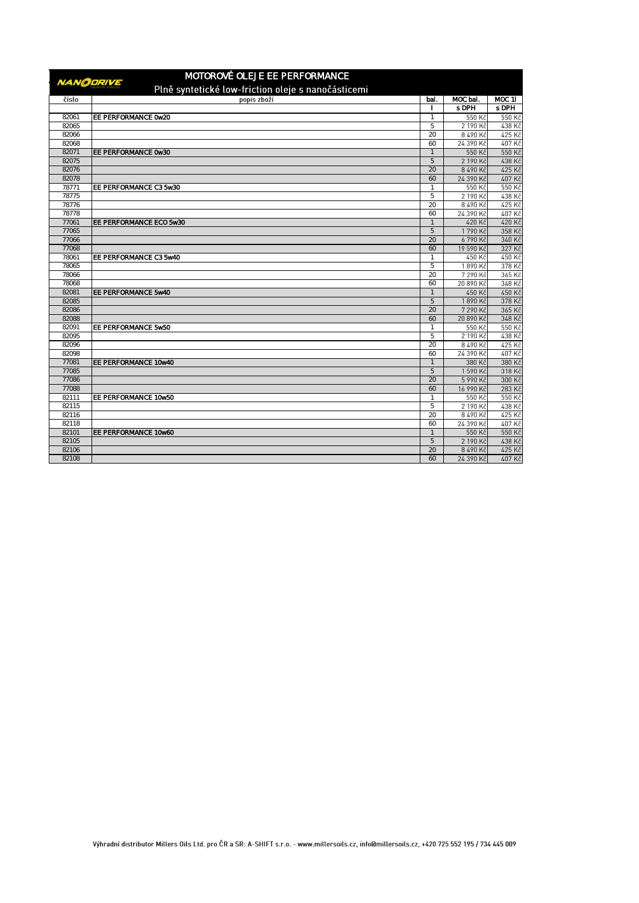# MOTOROVÉ OLEJE EE PERFORMANCE

## Plně syntetické low-friction oleje s nanočásticemi

| číslo | popis zboží | bal. | MOC bal. | MOC 1l |
|---|---|---|---|---|
| | | l | s DPH | s DPH |
| 82061 | **EE PERFORMANCE 0w20** | 1 | 550 Kč | 550 Kč |
| 82065 | | 5 | 2 190 Kč | 438 Kč |
| 82066 | | 20 | 8 490 Kč | 425 Kč |
| 82068 | | 60 | 24 390 Kč | 407 Kč |
| 82071 | **EE PERFORMANCE 0w30** | 1 | 550 Kč | 550 Kč |
| 82075 | | 5 | 2 190 Kč | 438 Kč |
| 82076 | | 20 | 8 490 Kč | 425 Kč |
| 82078 | | 60 | 24 390 Kč | 407 Kč |
| 78771 | **EE PERFORMANCE C3 5w30** | 1 | 550 Kč | 550 Kč |
| 78775 | | 5 | 2 190 Kč | 438 Kč |
| 78776 | | 20 | 8 490 Kč | 425 Kč |
| 78778 | | 60 | 24 390 Kč | 407 Kč |
| 77061 | **EE PERFORMANCE ECO 5w30** | 1 | 420 Kč | 420 Kč |
| 77065 | | 5 | 1 790 Kč | 358 Kč |
| 77066 | | 20 | 6 790 Kč | 340 Kč |
| 77068 | | 60 | 19 590 Kč | 327 Kč |
| 78061 | **EE PERFORMANCE C3 5w40** | 1 | 450 Kč | 450 Kč |
| 78065 | | 5 | 1 890 Kč | 378 Kč |
| 78066 | | 20 | 7 290 Kč | 365 Kč |
| 78068 | | 60 | 20 890 Kč | 348 Kč |
| 82081 | **EE PERFORMANCE 5w40** | 1 | 450 Kč | 450 Kč |
| 82085 | | 5 | 1 890 Kč | 378 Kč |
| 82086 | | 20 | 7 290 Kč | 365 Kč |
| 82088 | | 60 | 20 890 Kč | 348 Kč |
| 82091 | **EE PERFORMANCE 5w50** | 1 | 550 Kč | 550 Kč |
| 82095 | | 5 | 2 190 Kč | 438 Kč |
| 82096 | | 20 | 8 490 Kč | 425 Kč |
| 82098 | | 60 | 24 390 Kč | 407 Kč |
| 77081 | **EE PERFORMANCE 10w40** | 1 | 380 Kč | 380 Kč |
| 77085 | | 5 | 1 590 Kč | 318 Kč |
| 77086 | | 20 | 5 990 Kč | 300 Kč |
| 77088 | | 60 | 16 990 Kč | 283 Kč |
| 82111 | **EE PERFORMANCE 10w50** | 1 | 550 Kč | 550 Kč |
| 82115 | | 5 | 2 190 Kč | 438 Kč |
| 82116 | | 20 | 8 490 Kč | 425 Kč |
| 82118 | | 60 | 24 390 Kč | 407 Kč |
| 82101 | **EE PERFORMANCE 10w60** | 1 | 550 Kč | 550 Kč |
| 82105 | | 5 | 2 190 Kč | 438 Kč |
| 82106 | | 20 | 8 490 Kč | 425 Kč |
| 82108 | | 60 | 24 390 Kč | 407 Kč |

Výhradní distributor Millers Oils Ltd. pro ČR a SR: A-SHIFT s.r.o. - www.millersoils.cz, info@millersoils.cz, +420 725 552 195 / 734 445 009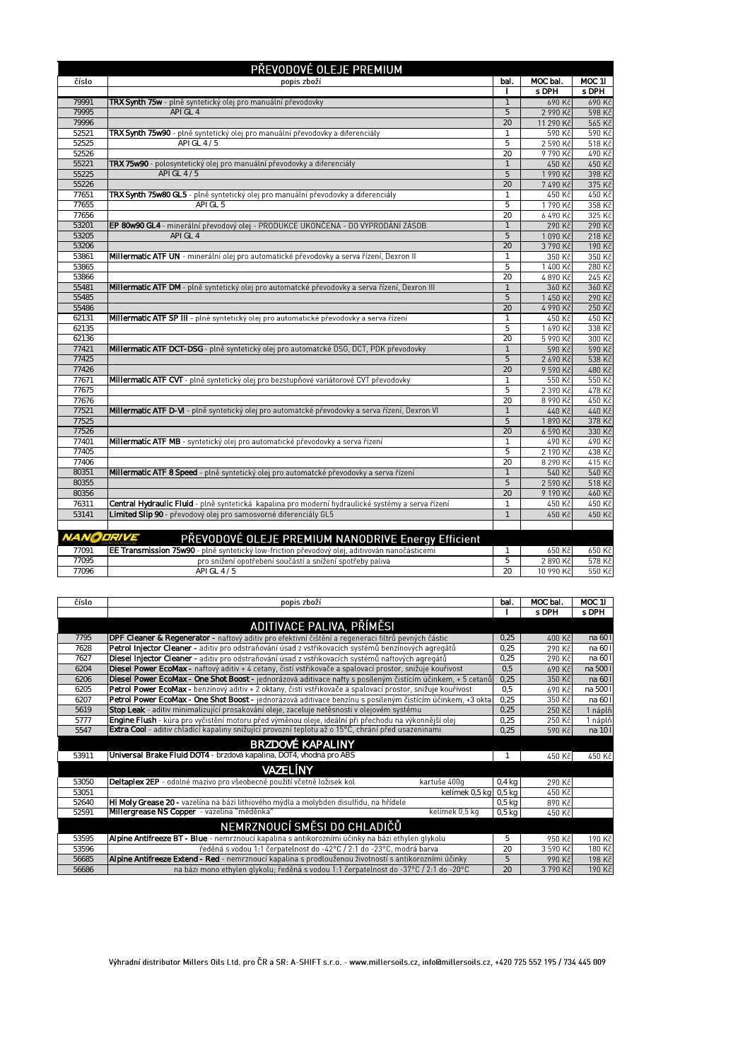## PŘEVODOVÉ OLEJE PREMIUM

| číslo | popis zboží | bal. | MOC bal. | MOC 1l |
|---|---|---|---|---|
| | | l | s DPH | s DPH |
| 79991 | **TRX Synth 75w** - plně syntetický olej pro manuální převodovky | 1 | 690 Kč | 690 Kč |
| 79995 | API GL 4 | 5 | 2 990 Kč | 598 Kč |
| 79996 | | 20 | 11 290 Kč | 565 Kč |
| 52521 | **TRX Synth 75w90** - plně syntetický olej pro manuální převodovky a diferenciály | 1 | 590 Kč | 590 Kč |
| 52525 | API GL 4 / 5 | 5 | 2 590 Kč | 518 Kč |
| 52526 | | 20 | 9 790 Kč | 490 Kč |
| 55221 | **TRX 75w90** - polosyntetický olej pro manuální převodovky a diferenciály | 1 | 450 Kč | 450 Kč |
| 55225 | API GL 4 / 5 | 5 | 1 990 Kč | 398 Kč |
| 55226 | | 20 | 7 490 Kč | 375 Kč |
| 77651 | **TRX Synth 75w80 GL5** - plně syntetický olej pro manuální převodovky a diferenciály | 1 | 450 Kč | 450 Kč |
| 77655 | API GL 5 | 5 | 1 790 Kč | 358 Kč |
| 77656 | | 20 | 6 490 Kč | 325 Kč |
| 53201 | **EP 80w90 GL4** - minerální převodový olej - PRODUKCE UKONČENA - DO VYPRODÁNÍ ZÁSOB | 1 | 290 Kč | 290 Kč |
| 53205 | API GL 4 | 5 | 1 090 Kč | 218 Kč |
| 53206 | | 20 | 3 790 Kč | 190 Kč |
| 53861 | **Millermatic ATF UN** - minerální olej pro automatické převodovky a serva řízení, Dexron II | 1 | 350 Kč | 350 Kč |
| 53865 | | 5 | 1 400 Kč | 280 Kč |
| 53866 | | 20 | 4 890 Kč | 245 Kč |
| 55481 | **Millermatic ATF DM** - plně syntetický olej pro automatcké převodovky a serva řízení, Dexron III | 1 | 360 Kč | 360 Kč |
| 55485 | | 5 | 1 450 Kč | 290 Kč |
| 55486 | | 20 | 4 990 Kč | 250 Kč |
| 62131 | **Millermatic ATF SP III** - plně syntetický olej pro automatické převodovky a serva řízení | 1 | 450 Kč | 450 Kč |
| 62135 | | 5 | 1 690 Kč | 338 Kč |
| 62136 | | 20 | 5 990 Kč | 300 Kč |
| 77421 | **Millermatic ATF DCT-DSG** - plně syntetický olej pro automatcké DSG, DCT, PDK převodovky | 1 | 590 Kč | 590 Kč |
| 77425 | | 5 | 2 690 Kč | 538 Kč |
| 77426 | | 20 | 9 590 Kč | 480 Kč |
| 77671 | **Millermatic ATF CVT** - plně syntetický olej pro bezstupňové variátorové CVT převodovky | 1 | 550 Kč | 550 Kč |
| 77675 | | 5 | 2 390 Kč | 478 Kč |
| 77676 | | 20 | 8 990 Kč | 450 Kč |
| 77521 | **Millermatic ATF D-VI** - plně syntetický olej pro automatcké převodovky a serva řízení, Dexron VI | 1 | 440 Kč | 440 Kč |
| 77525 | | 5 | 1 890 Kč | 378 Kč |
| 77526 | | 20 | 6 590 Kč | 330 Kč |
| 77401 | **Millermatic ATF MB** - syntetický olej pro automatické převodovky a serva řízení | 1 | 490 Kč | 490 Kč |
| 77405 | | 5 | 2 190 Kč | 438 Kč |
| 77406 | | 20 | 8 290 Kč | 415 Kč |
| 80351 | **Millermatic ATF 8 Speed** - plně syntetický olej pro automatcké převodovky a serva řízení | 1 | 540 Kč | 540 Kč |
| 80355 | | 5 | 2 590 Kč | 518 Kč |
| 80356 | | 20 | 9 190 Kč | 460 Kč |
| 76311 | **Central Hydraulic Fluid** - plně syntetická kapalina pro moderní hydraulické systémy a serva řízení | 1 | 450 Kč | 450 Kč |
| 53141 | **Limited Slip 90** - převodový olej pro samosvorné diferenciály GL5 | 1 | 450 Kč | 450 Kč |

## NANODRIVE PŘEVODOVÉ OLEJE PREMIUM NANODRIVE Energy Efficient

| číslo | popis zboží | bal. | MOC bal. | MOC 1l |
|---|---|---|---|---|
| 77091 | **EE Transmission 75w90** - plně syntetický low-friction převodový olej, aditivován nanočásticemi | 1 | 650 Kč | 650 Kč |
| 77095 | pro snížení opotřebení součástí a snížení spotřeby paliva | 5 | 2 890 Kč | 578 Kč |
| 77096 | API GL 4 / 5 | 20 | 10 990 Kč | 550 Kč |

| číslo | popis zboží | bal. | MOC bal. | MOC 1l |
|---|---|---|---|---|
| | | l | s DPH | s DPH |
| | **ADITIVACE PALIVA, PŘÍMĚSI** | | | |
| 7795 | **DPF Cleaner & Regenerator** - naftový aditiv pro efektivní čištění a regeneraci filtrů pevných částic | 0,25 | 400 Kč | na 60 l |
| 7628 | **Petrol Injector Cleaner** - aditiv pro odstraňování úsad z vstřikovacích systémů benzínových agregátů | 0,25 | 290 Kč | na 60 l |
| 7627 | **Diesel Injector Cleaner** - aditiv pro odstraňování úsad z vstřikovacích systémů naftových agregátů | 0,25 | 290 Kč | na 60 l |
| 6204 | **Diesel Power EcoMax** - naftový aditiv + 4 cetany, čistí vstřikovače a spalovací prostor, snižuje kouřivost | 0,5 | 690 Kč | na 500 l |
| 6206 | **Diesel Power EcoMax - One Shot Boost** - jednorázová aditivace nafty s posíleným čistícím účinkem, + 5 cetanů | 0,25 | 350 Kč | na 60 l |
| 6205 | **Petrol Power EcoMax** - benzínový aditiv + 2 oktany, čistí vstřikovače a spalovací prostor, snižuje kouřivost | 0,5 | 690 Kč | na 500 l |
| 6207 | **Petrol Power EcoMax - One Shot Boost** - jednorázová aditivace benzínu s posíleným čistícím účinkem, +3 okta | 0,25 | 350 Kč | na 60 l |
| 5619 | **Stop Leak** - aditiv minimalizující prosakování oleje, zaceluje netěsnosti v olejovém systému | 0,25 | 250 Kč | 1 náplň |
| 5777 | **Engine Flush** - kúra pro vyčistění motoru před výměnou oleje, ideální při přechodu na výkonnější olej | 0,25 | 250 Kč | 1 náplň |
| 5547 | **Extra Cool** - aditiv chladící kapaliny snižující provozní teplotu až o 15°C, chrání před usazeninami | 0,25 | 590 Kč | na 10 l |
| | **BRZDOVÉ KAPALINY** | | | |
| 53911 | **Universal Brake Fluid DOT4** - brzdová kapalina, DOT4, vhodná pro ABS | 1 | 450 Kč | 450 Kč |
| | **VAZELÍNY** | | | |
| 53050 | **Deltaplex 2EP** - odolné mazivo pro všeobecné použití včetně ložisek kol — kartuše 400g | 0,4 kg | 290 Kč | |
| 53051 | kelímek 0,5 kg | 0,5 kg | 450 Kč | |
| 52640 | **Hi Moly Grease 20** - vazelína na bázi lithiového mýdla a molybden disulfidu, na hřídele | 0,5 kg | 890 Kč | |
| 52591 | **Millergrease NS Copper** - vazelína "měděnka" — kelímek 0,5 kg | 0,5 kg | 450 Kč | |
| | **NEMRZNOUCÍ SMĚSI DO CHLADIČŮ** | | | |
| 53595 | **Alpine Antifreeze BT - Blue** - nemrznoucí kapalina s antikorozními účinky na bázi ethylen glykolu | 5 | 950 Kč | 190 Kč |
| 53596 | ředěná s vodou 1:1 čerpatelnost do -42°C / 2:1 do -23°C, modrá barva | 20 | 3 590 Kč | 180 Kč |
| 56685 | **Alpine Antifreeze Extend - Red** - nemrznoucí kapalina s prodlouženou životností s antikorozními účinky | 5 | 990 Kč | 198 Kč |
| 56686 | na bázi mono ethylen glykolu; ředěná s vodou 1:1 čerpatelnost do -37°C / 2:1 do -20°C | 20 | 3 790 Kč | 190 Kč |

Výhradní distributor Millers Oils Ltd. pro ČR a SR: A-SHIFT s.r.o. - www.millersoils.cz, info@millersoils.cz, +420 725 552 195 / 734 445 009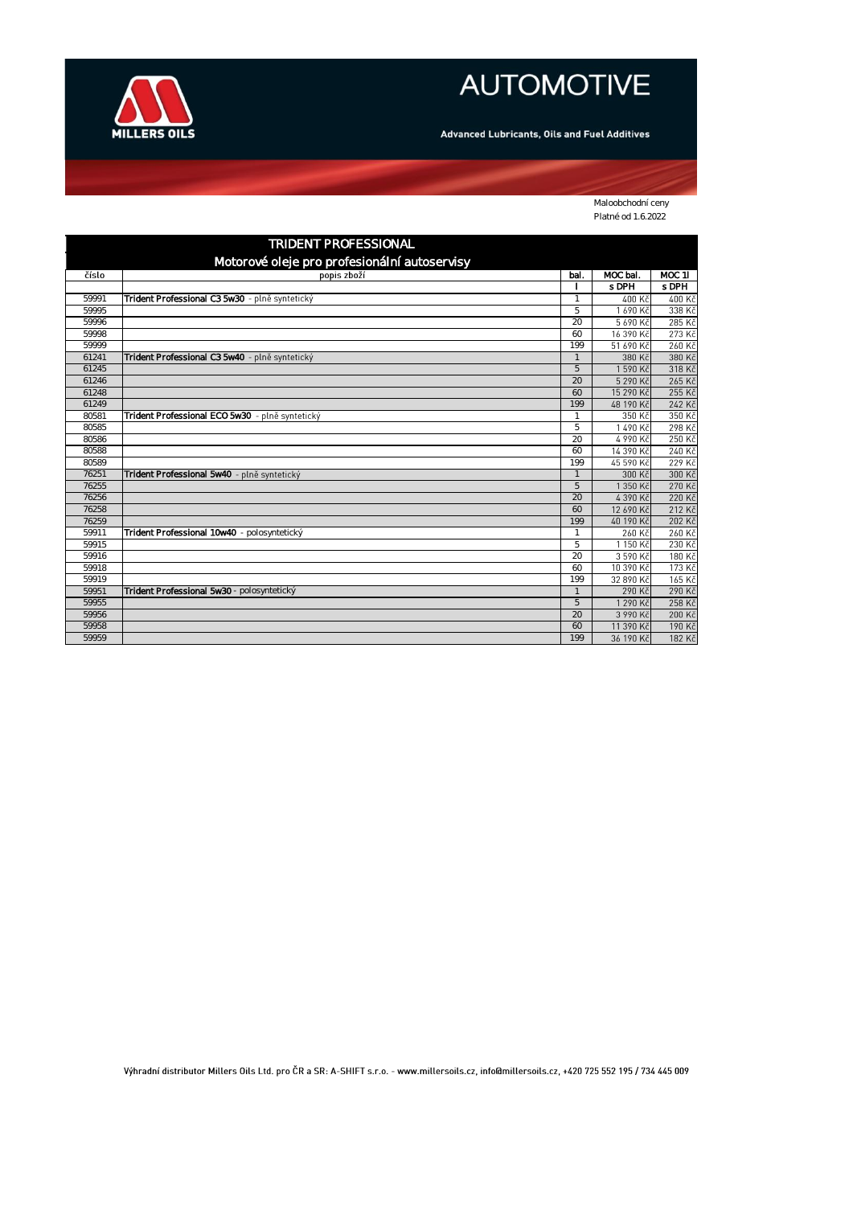MILLERS OILS

# AUTOMOTIVE

Advanced Lubricants, Oils and Fuel Additives

Maloobchodní ceny
Platné od 1.6.2022

## TRIDENT PROFESSIONAL

### Motorové oleje pro profesionální autoservisy

| číslo | popis zboží | bal. | MOC bal. | MOC 1l |
|---|---|---|---|---|
| | | l | s DPH | s DPH |
| 59991 | **Trident Professional C3 5w30** - plně syntetický | 1 | 400 Kč | 400 Kč |
| 59995 | | 5 | 1 690 Kč | 338 Kč |
| 59996 | | 20 | 5 690 Kč | 285 Kč |
| 59998 | | 60 | 16 390 Kč | 273 Kč |
| 59999 | | 199 | 51 690 Kč | 260 Kč |
| 61241 | **Trident Professional C3 5w40** - plně syntetický | 1 | 380 Kč | 380 Kč |
| 61245 | | 5 | 1 590 Kč | 318 Kč |
| 61246 | | 20 | 5 290 Kč | 265 Kč |
| 61248 | | 60 | 15 290 Kč | 255 Kč |
| 61249 | | 199 | 48 190 Kč | 242 Kč |
| 80581 | **Trident Professional ECO 5w30** - plně syntetický | 1 | 350 Kč | 350 Kč |
| 80585 | | 5 | 1 490 Kč | 298 Kč |
| 80586 | | 20 | 4 990 Kč | 250 Kč |
| 80588 | | 60 | 14 390 Kč | 240 Kč |
| 80589 | | 199 | 45 590 Kč | 229 Kč |
| 76251 | **Trident Professional 5w40** - plně syntetický | 1 | 300 Kč | 300 Kč |
| 76255 | | 5 | 1 350 Kč | 270 Kč |
| 76256 | | 20 | 4 390 Kč | 220 Kč |
| 76258 | | 60 | 12 690 Kč | 212 Kč |
| 76259 | | 199 | 40 190 Kč | 202 Kč |
| 59911 | **Trident Professional 10w40** - polosyntetický | 1 | 260 Kč | 260 Kč |
| 59915 | | 5 | 1 150 Kč | 230 Kč |
| 59916 | | 20 | 3 590 Kč | 180 Kč |
| 59918 | | 60 | 10 390 Kč | 173 Kč |
| 59919 | | 199 | 32 890 Kč | 165 Kč |
| 59951 | **Trident Professional 5w30** - polosyntetický | 1 | 290 Kč | 290 Kč |
| 59955 | | 5 | 1 290 Kč | 258 Kč |
| 59956 | | 20 | 3 990 Kč | 200 Kč |
| 59958 | | 60 | 11 390 Kč | 190 Kč |
| 59959 | | 199 | 36 190 Kč | 182 Kč |

Výhradní distributor Millers Oils Ltd. pro ČR a SR: A-SHIFT s.r.o. - www.millersoils.cz, info@millersoils.cz, +420 725 552 195 / 734 445 009